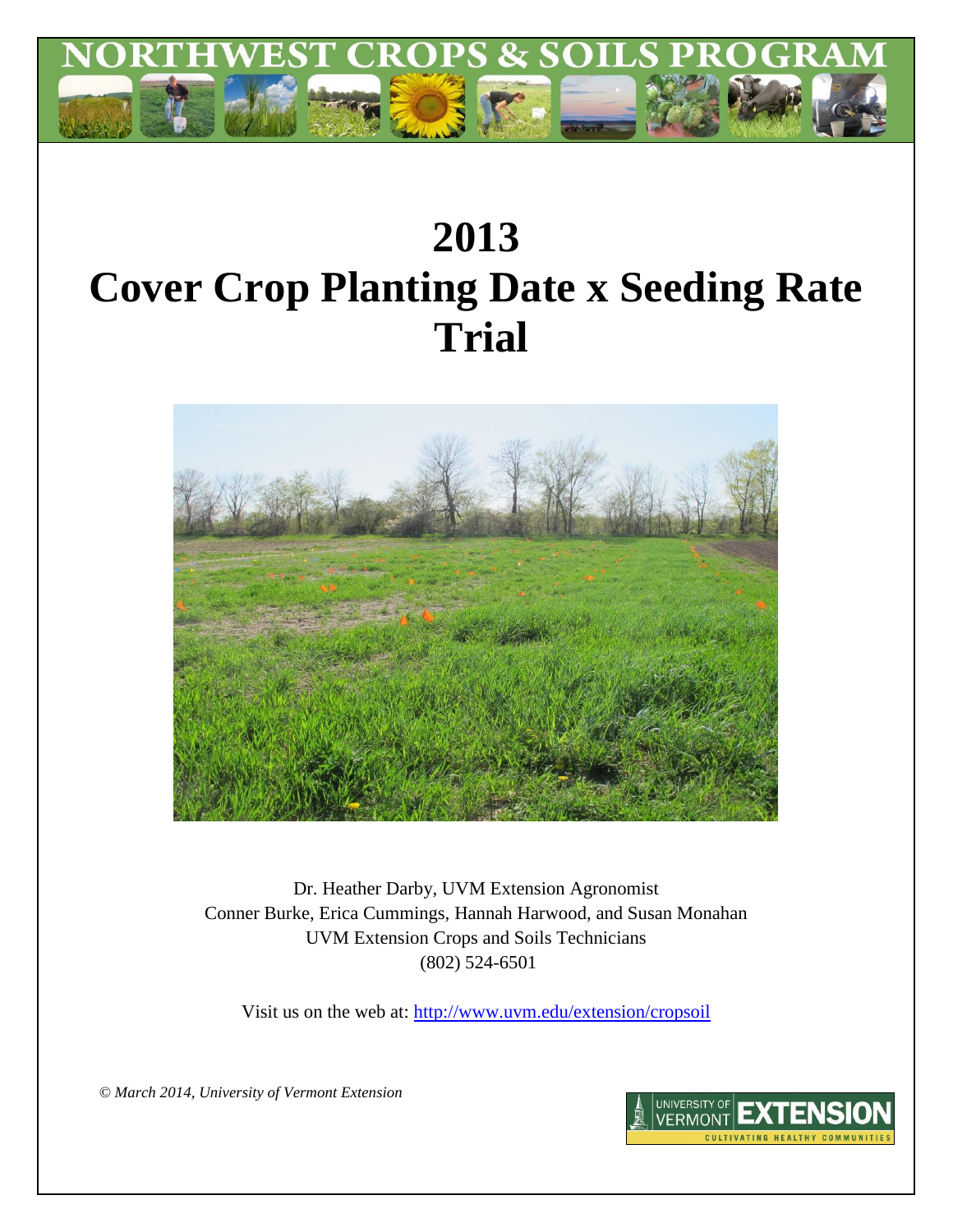# 2013
# Cover Crop Planting Date x Seeding Rate Trial

Dr. Heather Darby, UVM Extension Agronomist
Conner Burke, Erica Cummings, Hannah Harwood, and Susan Monahan
UVM Extension Crops and Soils Technicians
(802) 524-6501

Visit us on the web at: http://www.uvm.edu/extension/cropsoil

*© March 2014, University of Vermont Extension*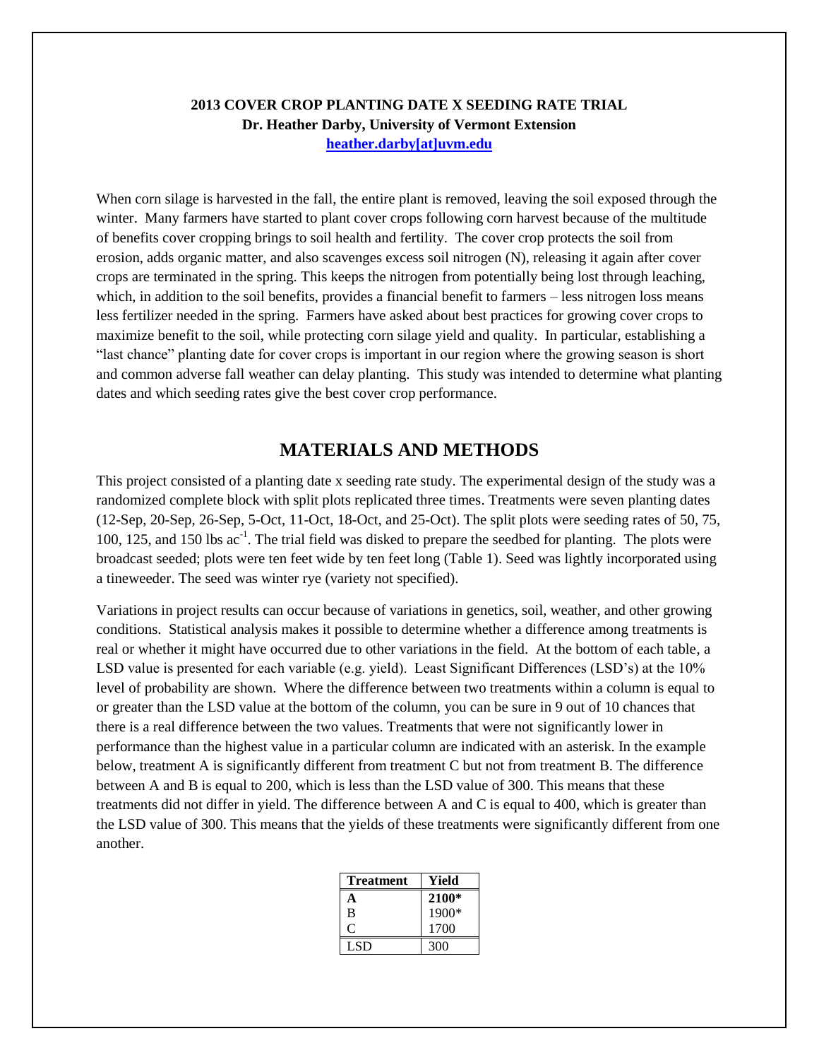**2013 COVER CROP PLANTING DATE X SEEDING RATE TRIAL**
**Dr. Heather Darby, University of Vermont Extension**
**heather.darby[at]uvm.edu**

When corn silage is harvested in the fall, the entire plant is removed, leaving the soil exposed through the winter. Many farmers have started to plant cover crops following corn harvest because of the multitude of benefits cover cropping brings to soil health and fertility. The cover crop protects the soil from erosion, adds organic matter, and also scavenges excess soil nitrogen (N), releasing it again after cover crops are terminated in the spring. This keeps the nitrogen from potentially being lost through leaching, which, in addition to the soil benefits, provides a financial benefit to farmers – less nitrogen loss means less fertilizer needed in the spring. Farmers have asked about best practices for growing cover crops to maximize benefit to the soil, while protecting corn silage yield and quality. In particular, establishing a "last chance" planting date for cover crops is important in our region where the growing season is short and common adverse fall weather can delay planting. This study was intended to determine what planting dates and which seeding rates give the best cover crop performance.

## MATERIALS AND METHODS

This project consisted of a planting date x seeding rate study. The experimental design of the study was a randomized complete block with split plots replicated three times. Treatments were seven planting dates (12-Sep, 20-Sep, 26-Sep, 5-Oct, 11-Oct, 18-Oct, and 25-Oct). The split plots were seeding rates of 50, 75, 100, 125, and 150 lbs $ac^{-1}$. The trial field was disked to prepare the seedbed for planting. The plots were broadcast seeded; plots were ten feet wide by ten feet long (Table 1). Seed was lightly incorporated using a tineweeder. The seed was winter rye (variety not specified).

Variations in project results can occur because of variations in genetics, soil, weather, and other growing conditions. Statistical analysis makes it possible to determine whether a difference among treatments is real or whether it might have occurred due to other variations in the field. At the bottom of each table, a LSD value is presented for each variable (e.g. yield). Least Significant Differences (LSD's) at the 10% level of probability are shown. Where the difference between two treatments within a column is equal to or greater than the LSD value at the bottom of the column, you can be sure in 9 out of 10 chances that there is a real difference between the two values. Treatments that were not significantly lower in performance than the highest value in a particular column are indicated with an asterisk. In the example below, treatment A is significantly different from treatment C but not from treatment B. The difference between A and B is equal to 200, which is less than the LSD value of 300. This means that these treatments did not differ in yield. The difference between A and C is equal to 400, which is greater than the LSD value of 300. This means that the yields of these treatments were significantly different from one another.

| Treatment | Yield |
|---|---|
| **A** | **2100*** |
| B | 1900* |
| C | 1700 |
| LSD | 300 |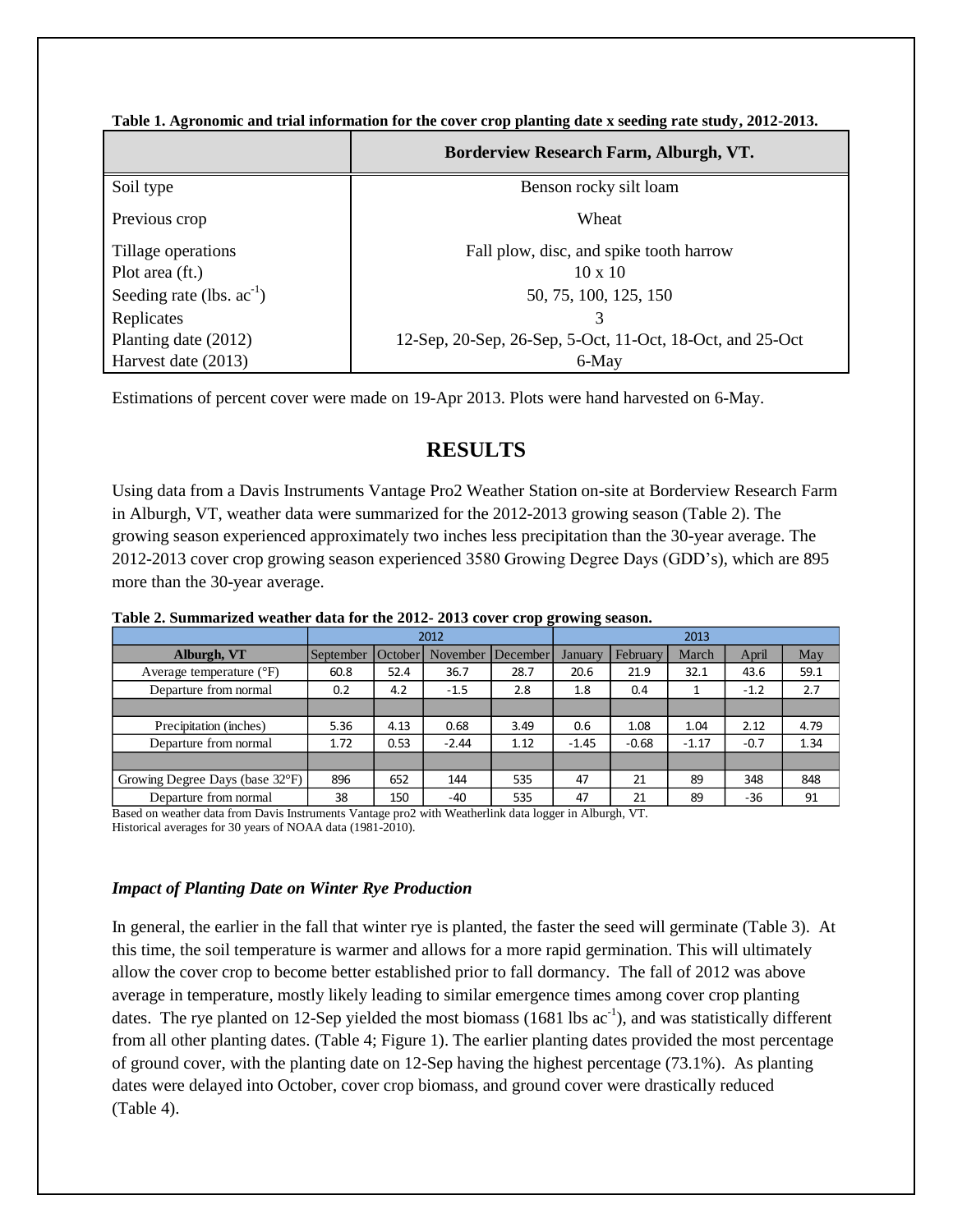**Table 1. Agronomic and trial information for the cover crop planting date x seeding rate study, 2012-2013.**

| | Borderview Research Farm, Alburgh, VT. |
|---|---|
| Soil type | Benson rocky silt loam |
| Previous crop | Wheat |
| Tillage operations | Fall plow, disc, and spike tooth harrow |
| Plot area (ft.) | 10 x 10 |
| Seeding rate (lbs. $ac^{-1}$) | 50, 75, 100, 125, 150 |
| Replicates | 3 |
| Planting date (2012) | 12-Sep, 20-Sep, 26-Sep, 5-Oct, 11-Oct, 18-Oct, and 25-Oct |
| Harvest date (2013) | 6-May |

Estimations of percent cover were made on 19-Apr 2013. Plots were hand harvested on 6-May.

## RESULTS

Using data from a Davis Instruments Vantage Pro2 Weather Station on-site at Borderview Research Farm in Alburgh, VT, weather data were summarized for the 2012-2013 growing season (Table 2). The growing season experienced approximately two inches less precipitation than the 30-year average. The 2012-2013 cover crop growing season experienced 3580 Growing Degree Days (GDD's), which are 895 more than the 30-year average.

**Table 2. Summarized weather data for the 2012- 2013 cover crop growing season.**

| | 2012 | | | | 2013 | | | | |
|---|---|---|---|---|---|---|---|---|---|
| **Alburgh, VT** | September | October | November | December | January | February | March | April | May |
| Average temperature (°F) | 60.8 | 52.4 | 36.7 | 28.7 | 20.6 | 21.9 | 32.1 | 43.6 | 59.1 |
| Departure from normal | 0.2 | 4.2 | -1.5 | 2.8 | 1.8 | 0.4 | 1 | -1.2 | 2.7 |
| | | | | | | | | | |
| Precipitation (inches) | 5.36 | 4.13 | 0.68 | 3.49 | 0.6 | 1.08 | 1.04 | 2.12 | 4.79 |
| Departure from normal | 1.72 | 0.53 | -2.44 | 1.12 | -1.45 | -0.68 | -1.17 | -0.7 | 1.34 |
| | | | | | | | | | |
| Growing Degree Days (base 32°F) | 896 | 652 | 144 | 535 | 47 | 21 | 89 | 348 | 848 |
| Departure from normal | 38 | 150 | -40 | 535 | 47 | 21 | 89 | -36 | 91 |

Based on weather data from Davis Instruments Vantage pro2 with Weatherlink data logger in Alburgh, VT.
Historical averages for 30 years of NOAA data (1981-2010).

### *Impact of Planting Date on Winter Rye Production*

In general, the earlier in the fall that winter rye is planted, the faster the seed will germinate (Table 3). At this time, the soil temperature is warmer and allows for a more rapid germination. This will ultimately allow the cover crop to become better established prior to fall dormancy. The fall of 2012 was above average in temperature, mostly likely leading to similar emergence times among cover crop planting dates. The rye planted on 12-Sep yielded the most biomass (1681 lbs $ac^{-1}$), and was statistically different from all other planting dates. (Table 4; Figure 1). The earlier planting dates provided the most percentage of ground cover, with the planting date on 12-Sep having the highest percentage (73.1%). As planting dates were delayed into October, cover crop biomass, and ground cover were drastically reduced (Table 4).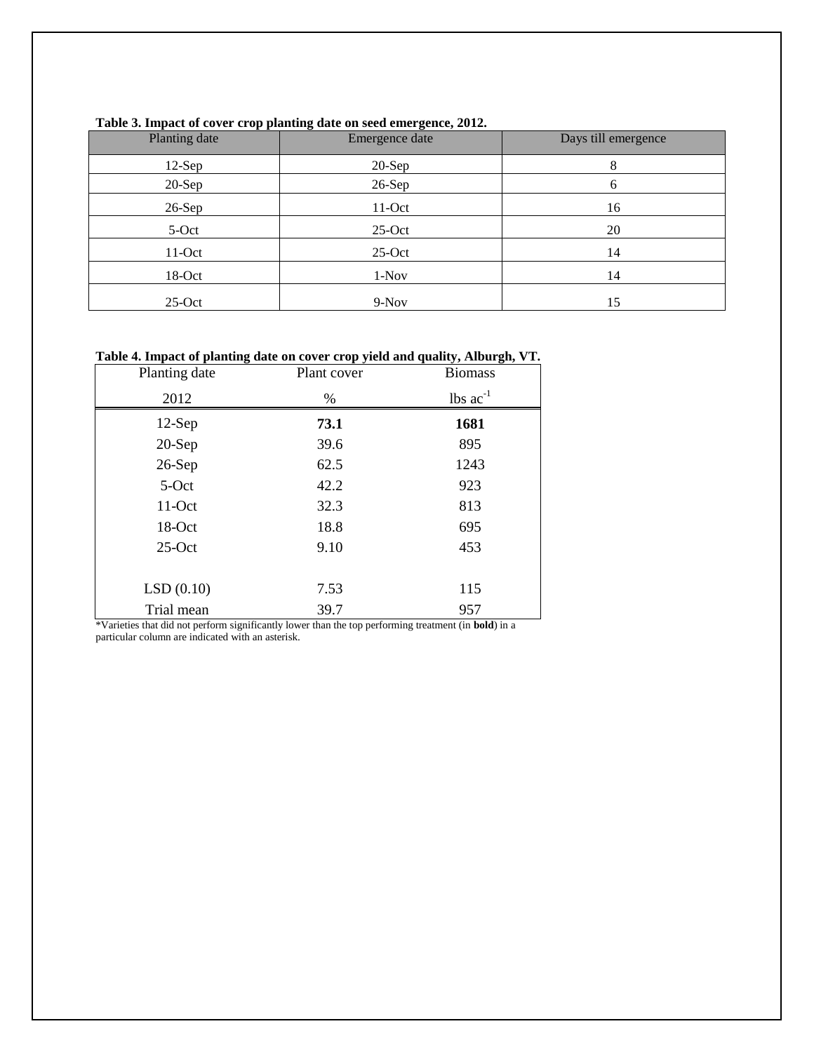**Table 3. Impact of cover crop planting date on seed emergence, 2012.**

| Planting date | Emergence date | Days till emergence |
|---|---|---|
| 12-Sep | 20-Sep | 8 |
| 20-Sep | 26-Sep | 6 |
| 26-Sep | 11-Oct | 16 |
| 5-Oct | 25-Oct | 20 |
| 11-Oct | 25-Oct | 14 |
| 18-Oct | 1-Nov | 14 |
| 25-Oct | 9-Nov | 15 |

**Table 4. Impact of planting date on cover crop yield and quality, Alburgh, VT.**

| Planting date | Plant cover | Biomass |
|---|---|---|
| 2012 | % | lbs $ac^{-1}$ |
| 12-Sep | **73.1** | **1681** |
| 20-Sep | 39.6 | 895 |
| 26-Sep | 62.5 | 1243 |
| 5-Oct | 42.2 | 923 |
| 11-Oct | 32.3 | 813 |
| 18-Oct | 18.8 | 695 |
| 25-Oct | 9.10 | 453 |
| | | |
| LSD (0.10) | 7.53 | 115 |
| Trial mean | 39.7 | 957 |

*Varieties that did not perform significantly lower than the top performing treatment (in **bold**) in a particular column are indicated with an asterisk.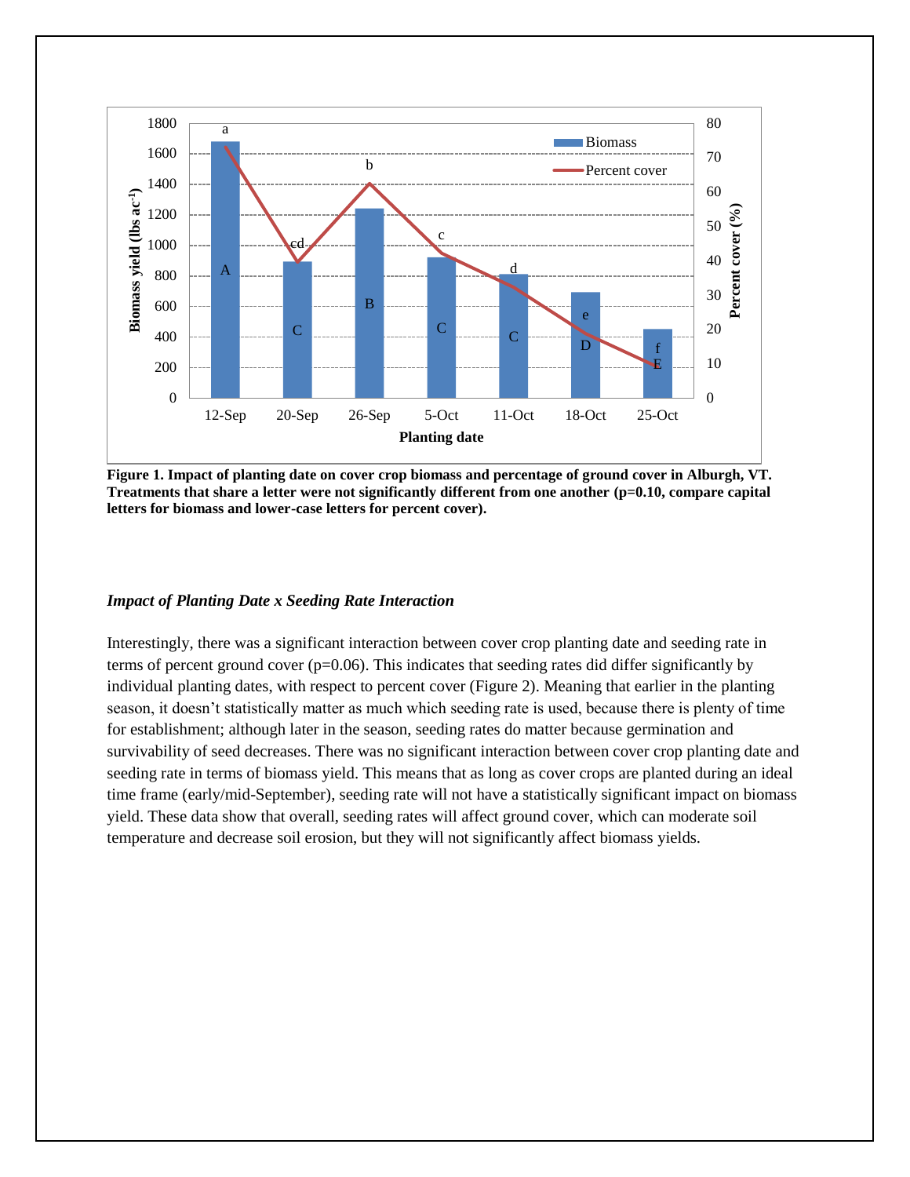**Figure 1. Impact of planting date on cover crop biomass and percentage of ground cover in Alburgh, VT. Treatments that share a letter were not significantly different from one another (p=0.10, compare capital letters for biomass and lower-case letters for percent cover).**

### *Impact of Planting Date x Seeding Rate Interaction*

Interestingly, there was a significant interaction between cover crop planting date and seeding rate in terms of percent ground cover (p=0.06). This indicates that seeding rates did differ significantly by individual planting dates, with respect to percent cover (Figure 2). Meaning that earlier in the planting season, it doesn't statistically matter as much which seeding rate is used, because there is plenty of time for establishment; although later in the season, seeding rates do matter because germination and survivability of seed decreases. There was no significant interaction between cover crop planting date and seeding rate in terms of biomass yield. This means that as long as cover crops are planted during an ideal time frame (early/mid-September), seeding rate will not have a statistically significant impact on biomass yield. These data show that overall, seeding rates will affect ground cover, which can moderate soil temperature and decrease soil erosion, but they will not significantly affect biomass yields.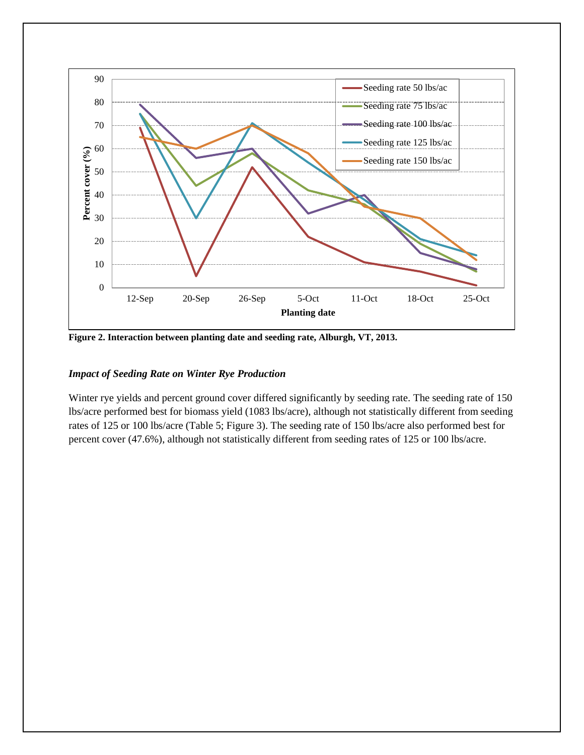**Figure 2. Interaction between planting date and seeding rate, Alburgh, VT, 2013.**

### *Impact of Seeding Rate on Winter Rye Production*

Winter rye yields and percent ground cover differed significantly by seeding rate. The seeding rate of 150 lbs/acre performed best for biomass yield (1083 lbs/acre), although not statistically different from seeding rates of 125 or 100 lbs/acre (Table 5; Figure 3). The seeding rate of 150 lbs/acre also performed best for percent cover (47.6%), although not statistically different from seeding rates of 125 or 100 lbs/acre.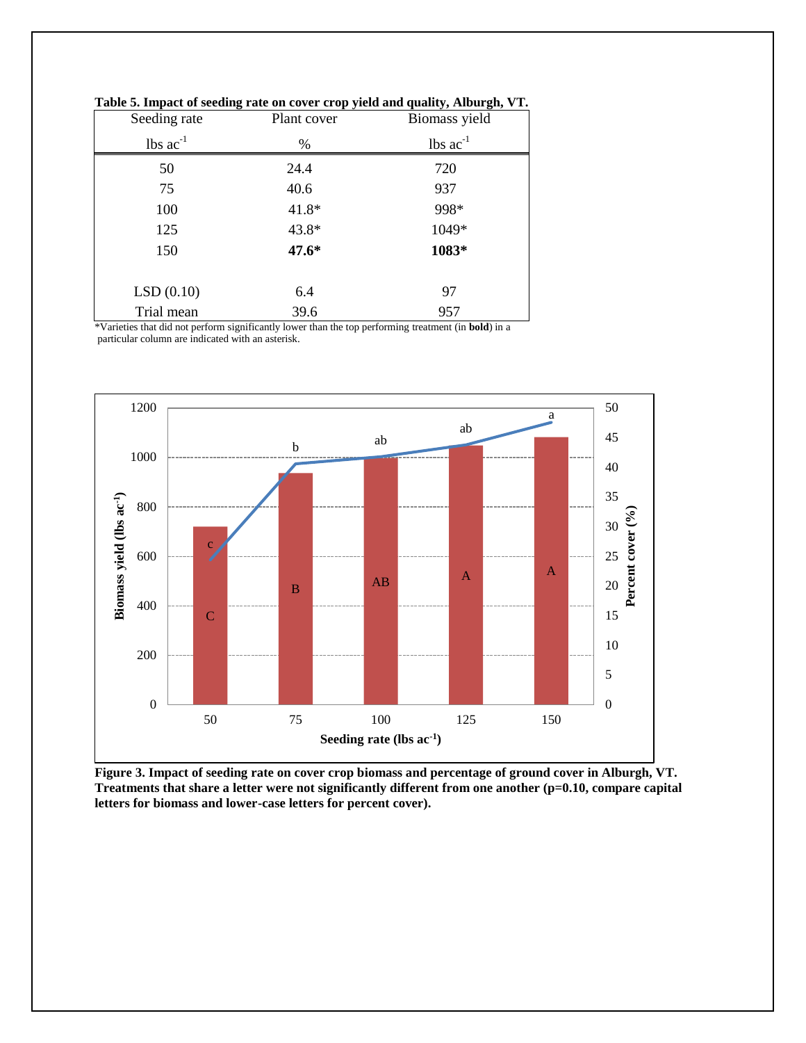**Table 5. Impact of seeding rate on cover crop yield and quality, Alburgh, VT.**

| Seeding rate | Plant cover | Biomass yield |
|---|---|---|
| lbs ac$^{-1}$ | % | lbs ac$^{-1}$ |
| 50 | 24.4 | 720 |
| 75 | 40.6 | 937 |
| 100 | 41.8* | 998* |
| 125 | 43.8* | 1049* |
| 150 | **47.6*** | **1083*** |
| | | |
| LSD (0.10) | 6.4 | 97 |
| Trial mean | 39.6 | 957 |

*Varieties that did not perform significantly lower than the top performing treatment (in **bold**) in a particular column are indicated with an asterisk.

**Figure 3. Impact of seeding rate on cover crop biomass and percentage of ground cover in Alburgh, VT. Treatments that share a letter were not significantly different from one another (p=0.10, compare capital letters for biomass and lower-case letters for percent cover).**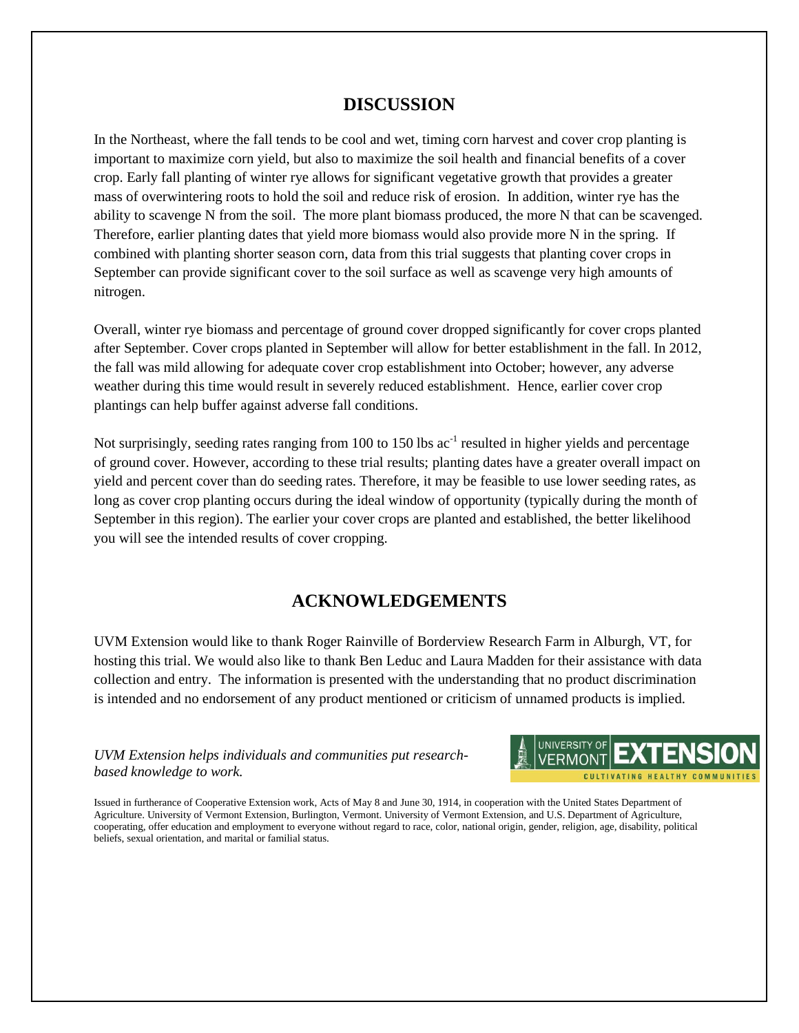## DISCUSSION

In the Northeast, where the fall tends to be cool and wet, timing corn harvest and cover crop planting is important to maximize corn yield, but also to maximize the soil health and financial benefits of a cover crop. Early fall planting of winter rye allows for significant vegetative growth that provides a greater mass of overwintering roots to hold the soil and reduce risk of erosion. In addition, winter rye has the ability to scavenge N from the soil. The more plant biomass produced, the more N that can be scavenged. Therefore, earlier planting dates that yield more biomass would also provide more N in the spring. If combined with planting shorter season corn, data from this trial suggests that planting cover crops in September can provide significant cover to the soil surface as well as scavenge very high amounts of nitrogen.

Overall, winter rye biomass and percentage of ground cover dropped significantly for cover crops planted after September. Cover crops planted in September will allow for better establishment in the fall. In 2012, the fall was mild allowing for adequate cover crop establishment into October; however, any adverse weather during this time would result in severely reduced establishment. Hence, earlier cover crop plantings can help buffer against adverse fall conditions.

Not surprisingly, seeding rates ranging from 100 to 150 lbs $ac^{-1}$ resulted in higher yields and percentage of ground cover. However, according to these trial results; planting dates have a greater overall impact on yield and percent cover than do seeding rates. Therefore, it may be feasible to use lower seeding rates, as long as cover crop planting occurs during the ideal window of opportunity (typically during the month of September in this region). The earlier your cover crops are planted and established, the better likelihood you will see the intended results of cover cropping.

## ACKNOWLEDGEMENTS

UVM Extension would like to thank Roger Rainville of Borderview Research Farm in Alburgh, VT, for hosting this trial. We would also like to thank Ben Leduc and Laura Madden for their assistance with data collection and entry. The information is presented with the understanding that no product discrimination is intended and no endorsement of any product mentioned or criticism of unnamed products is implied.

*UVM Extension helps individuals and communities put research-based knowledge to work.*

UNIVERSITY OF VERMONT EXTENSION
CULTIVATING HEALTHY COMMUNITIES

Issued in furtherance of Cooperative Extension work, Acts of May 8 and June 30, 1914, in cooperation with the United States Department of Agriculture. University of Vermont Extension, Burlington, Vermont. University of Vermont Extension, and U.S. Department of Agriculture, cooperating, offer education and employment to everyone without regard to race, color, national origin, gender, religion, age, disability, political beliefs, sexual orientation, and marital or familial status.